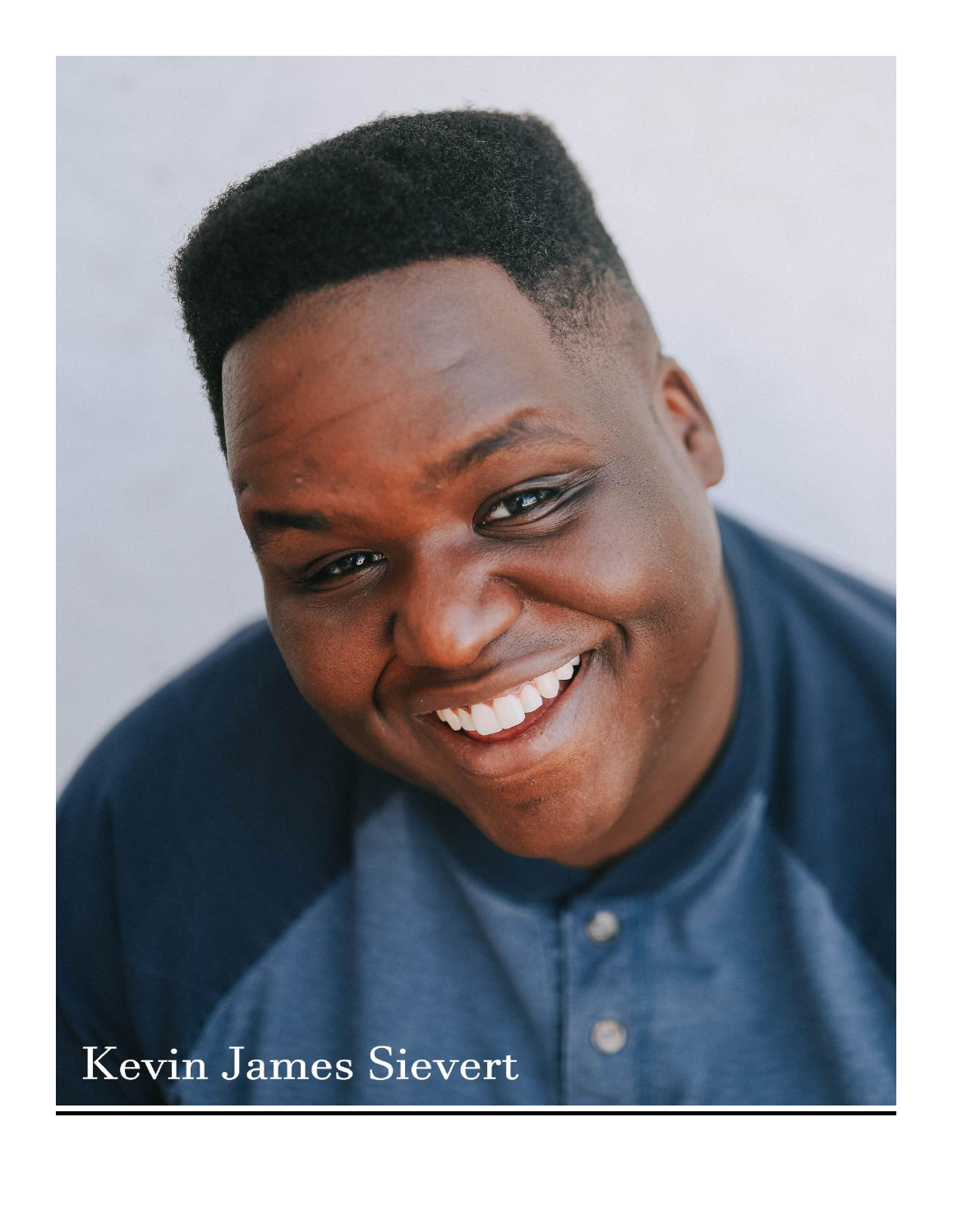Kevin James Sievert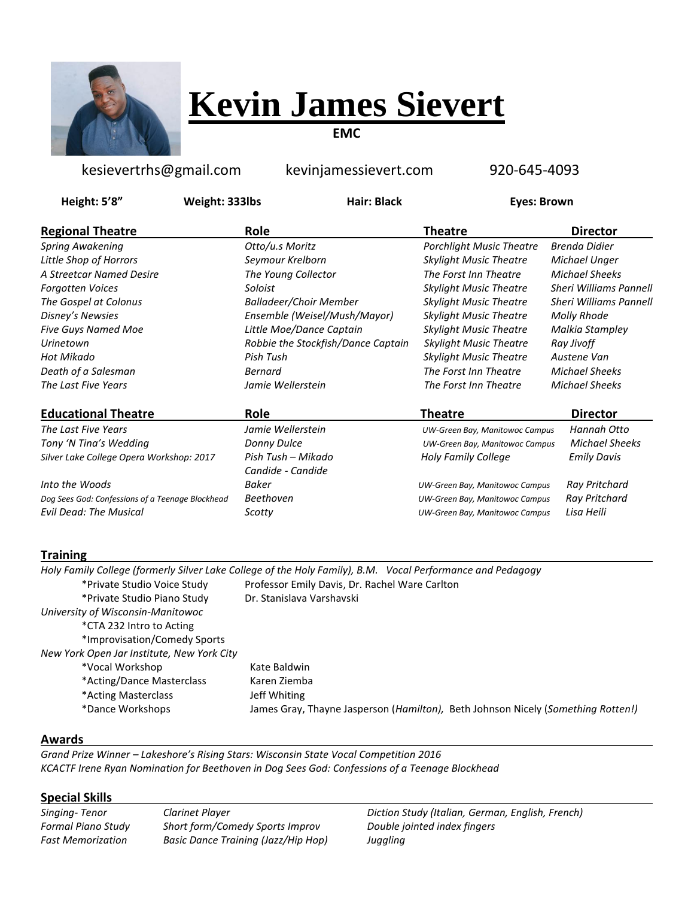# Kevin James Sievert

**EMC**

kesievertrhs@gmail.com kevinjamessievert.com 920-645-4093

**Height: 5'8"** **Weight: 333lbs** **Hair: Black** **Eyes: Brown**

| Regional Theatre | Role | Theatre | Director |
| --- | --- | --- | --- |
| *Spring Awakening* | *Otto/u.s Moritz* | *Porchlight Music Theatre* | *Brenda Didier* |
| *Little Shop of Horrors* | *Seymour Krelborn* | *Skylight Music Theatre* | *Michael Unger* |
| *A Streetcar Named Desire* | *The Young Collector* | *The Forst Inn Theatre* | *Michael Sheeks* |
| *Forgotten Voices* | *Soloist* | *Skylight Music Theatre* | *Sheri Williams Pannell* |
| *The Gospel at Colonus* | *Balladeer/Choir Member* | *Skylight Music Theatre* | *Sheri Williams Pannell* |
| *Disney's Newsies* | *Ensemble (Weisel/Mush/Mayor)* | *Skylight Music Theatre* | *Molly Rhode* |
| *Five Guys Named Moe* | *Little Moe/Dance Captain* | *Skylight Music Theatre* | *Malkia Stampley* |
| *Urinetown* | *Robbie the Stockfish/Dance Captain* | *Skylight Music Theatre* | *Ray Jivoff* |
| *Hot Mikado* | *Pish Tush* | *Skylight Music Theatre* | *Austene Van* |
| *Death of a Salesman* | *Bernard* | *The Forst Inn Theatre* | *Michael Sheeks* |
| *The Last Five Years* | *Jamie Wellerstein* | *The Forst Inn Theatre* | *Michael Sheeks* |

| Educational Theatre | Role | Theatre | Director |
| --- | --- | --- | --- |
| *The Last Five Years* | *Jamie Wellerstein* | *UW-Green Bay, Manitowoc Campus* | *Hannah Otto* |
| *Tony 'N Tina's Wedding* | *Donny Dulce* | *UW-Green Bay, Manitowoc Campus* | *Michael Sheeks* |
| *Silver Lake College Opera Workshop: 2017* | *Pish Tush – Mikado*<br>*Candide - Candide* | *Holy Family College* | *Emily Davis* |
| *Into the Woods* | *Baker* | *UW-Green Bay, Manitowoc Campus* | *Ray Pritchard* |
| *Dog Sees God: Confessions of a Teenage Blockhead* | *Beethoven* | *UW-Green Bay, Manitowoc Campus* | *Ray Pritchard* |
| *Evil Dead: The Musical* | *Scotty* | *UW-Green Bay, Manitowoc Campus* | *Lisa Heili* |

## Training

*Holy Family College (formerly Silver Lake College of the Holy Family), B.M. Vocal Performance and Pedagogy*

- *Private Studio Voice Study — Professor Emily Davis, Dr. Rachel Ware Carlton
- *Private Studio Piano Study — Dr. Stanislava Varshavski

*University of Wisconsin-Manitowoc*

- *CTA 232 Intro to Acting
- *Improvisation/Comedy Sports

*New York Open Jar Institute, New York City*

- *Vocal Workshop — Kate Baldwin
- *Acting/Dance Masterclass — Karen Ziemba
- *Acting Masterclass — Jeff Whiting
- *Dance Workshops — James Gray, Thayne Jasperson (*Hamilton*), Beth Johnson Nicely (*Something Rotten!*)

## Awards

*Grand Prize Winner – Lakeshore's Rising Stars: Wisconsin State Vocal Competition 2016*

*KCACTF Irene Ryan Nomination for Beethoven in Dog Sees God: Confessions of a Teenage Blockhead*

## Special Skills

| | | |
| --- | --- | --- |
| *Singing- Tenor* | *Clarinet Player* | *Diction Study (Italian, German, English, French)* |
| *Formal Piano Study* | *Short form/Comedy Sports Improv* | *Double jointed index fingers* |
| *Fast Memorization* | *Basic Dance Training (Jazz/Hip Hop)* | *Juggling* |